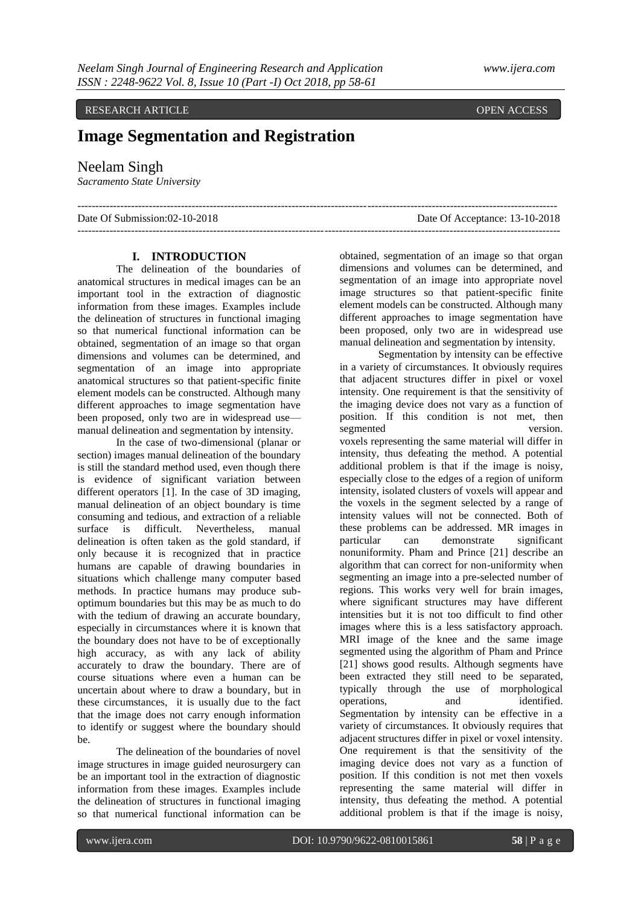RESEARCH ARTICLE OPEN ACCESS

# Image Segmentation and Registration

Neelam Singh

*Sacramento State University*

Date Of Submission:02-10-2018 Date Of Acceptance: 13-10-2018

## I. INTRODUCTION

The delineation of the boundaries of anatomical structures in medical images can be an important tool in the extraction of diagnostic information from these images. Examples include the delineation of structures in functional imaging so that numerical functional information can be obtained, segmentation of an image so that organ dimensions and volumes can be determined, and segmentation of an image into appropriate anatomical structures so that patient-specific finite element models can be constructed. Although many different approaches to image segmentation have been proposed, only two are in widespread use—manual delineation and segmentation by intensity.

In the case of two-dimensional (planar or section) images manual delineation of the boundary is still the standard method used, even though there is evidence of significant variation between different operators [1]. In the case of 3D imaging, manual delineation of an object boundary is time consuming and tedious, and extraction of a reliable surface is difficult. Nevertheless, manual delineation is often taken as the gold standard, if only because it is recognized that in practice humans are capable of drawing boundaries in situations which challenge many computer based methods. In practice humans may produce sub-optimum boundaries but this may be as much to do with the tedium of drawing an accurate boundary, especially in circumstances where it is known that the boundary does not have to be of exceptionally high accuracy, as with any lack of ability accurately to draw the boundary. There are of course situations where even a human can be uncertain about where to draw a boundary, but in these circumstances, it is usually due to the fact that the image does not carry enough information to identify or suggest where the boundary should be.

The delineation of the boundaries of novel image structures in image guided neurosurgery can be an important tool in the extraction of diagnostic information from these images. Examples include the delineation of structures in functional imaging so that numerical functional information can be obtained, segmentation of an image so that organ dimensions and volumes can be determined, and segmentation of an image into appropriate novel image structures so that patient-specific finite element models can be constructed. Although many different approaches to image segmentation have been proposed, only two are in widespread use manual delineation and segmentation by intensity.

Segmentation by intensity can be effective in a variety of circumstances. It obviously requires that adjacent structures differ in pixel or voxel intensity. One requirement is that the sensitivity of the imaging device does not vary as a function of position. If this condition is not met, then segmented version. voxels representing the same material will differ in intensity, thus defeating the method. A potential additional problem is that if the image is noisy, especially close to the edges of a region of uniform intensity, isolated clusters of voxels will appear and the voxels in the segment selected by a range of intensity values will not be connected. Both of these problems can be addressed. MR images in particular can demonstrate significant nonuniformity. Pham and Prince [21] describe an algorithm that can correct for non-uniformity when segmenting an image into a pre-selected number of regions. This works very well for brain images, where significant structures may have different intensities but it is not too difficult to find other images where this is a less satisfactory approach. MRI image of the knee and the same image segmented using the algorithm of Pham and Prince [21] shows good results. Although segments have been extracted they still need to be separated, typically through the use of morphological operations, and identified. Segmentation by intensity can be effective in a variety of circumstances. It obviously requires that adjacent structures differ in pixel or voxel intensity. One requirement is that the sensitivity of the imaging device does not vary as a function of position. If this condition is not met then voxels representing the same material will differ in intensity, thus defeating the method. A potential additional problem is that if the image is noisy,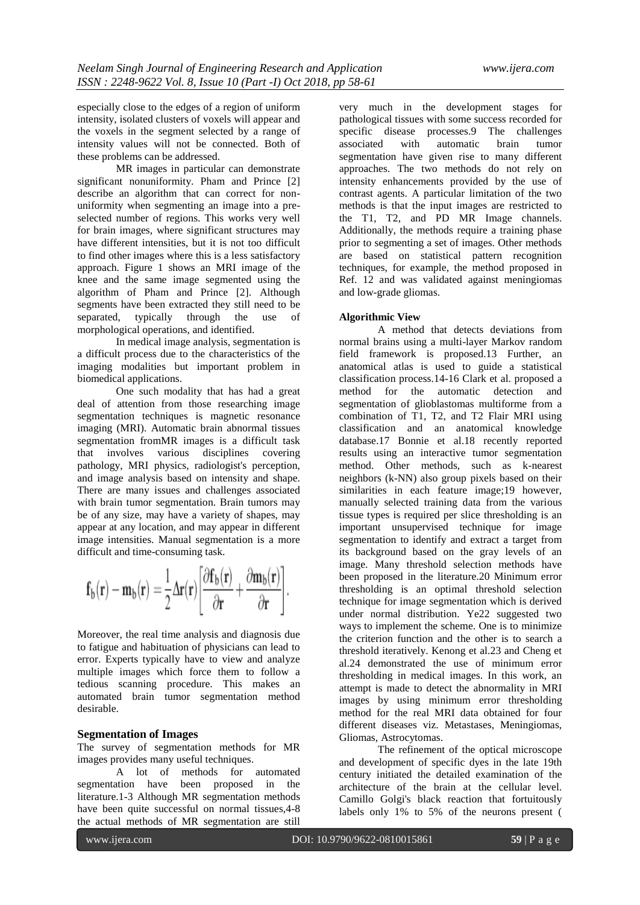especially close to the edges of a region of uniform intensity, isolated clusters of voxels will appear and the voxels in the segment selected by a range of intensity values will not be connected. Both of these problems can be addressed.

MR images in particular can demonstrate significant nonuniformity. Pham and Prince [2] describe an algorithm that can correct for non-uniformity when segmenting an image into a pre-selected number of regions. This works very well for brain images, where significant structures may have different intensities, but it is not too difficult to find other images where this is a less satisfactory approach. Figure 1 shows an MRI image of the knee and the same image segmented using the algorithm of Pham and Prince [2]. Although segments have been extracted they still need to be separated, typically through the use of morphological operations, and identified.

In medical image analysis, segmentation is a difficult process due to the characteristics of the imaging modalities but important problem in biomedical applications.

One such modality that has had a great deal of attention from those researching image segmentation techniques is magnetic resonance imaging (MRI). Automatic brain abnormal tissues segmentation fromMR images is a difficult task that involves various disciplines covering pathology, MRI physics, radiologist's perception, and image analysis based on intensity and shape. There are many issues and challenges associated with brain tumor segmentation. Brain tumors may be of any size, may have a variety of shapes, may appear at any location, and may appear in different image intensities. Manual segmentation is a more difficult and time-consuming task.

$$\mathbf{f}_b(\mathbf{r}) - \mathbf{m}_b(\mathbf{r}) = \frac{1}{2}\Delta\mathbf{r}(\mathbf{r})\left[\frac{\partial \mathbf{f}_b(\mathbf{r})}{\partial \mathbf{r}} + \frac{\partial \mathbf{m}_b(\mathbf{r})}{\partial \mathbf{r}}\right].$$

Moreover, the real time analysis and diagnosis due to fatigue and habituation of physicians can lead to error. Experts typically have to view and analyze multiple images which force them to follow a tedious scanning procedure. This makes an automated brain tumor segmentation method desirable.

## Segmentation of Images

The survey of segmentation methods for MR images provides many useful techniques.

A lot of methods for automated segmentation have been proposed in the literature.1-3 Although MR segmentation methods have been quite successful on normal tissues,4-8 the actual methods of MR segmentation are still very much in the development stages for pathological tissues with some success recorded for specific disease processes.9 The challenges associated with automatic brain tumor segmentation have given rise to many different approaches. The two methods do not rely on intensity enhancements provided by the use of contrast agents. A particular limitation of the two methods is that the input images are restricted to the T1, T2, and PD MR Image channels. Additionally, the methods require a training phase prior to segmenting a set of images. Other methods are based on statistical pattern recognition techniques, for example, the method proposed in Ref. 12 and was validated against meningiomas and low-grade gliomas.

### Algorithmic View

A method that detects deviations from normal brains using a multi-layer Markov random field framework is proposed.13 Further, an anatomical atlas is used to guide a statistical classification process.14-16 Clark et al. proposed a method for the automatic detection and segmentation of glioblastomas multiforme from a combination of T1, T2, and T2 Flair MRI using classification and an anatomical knowledge database.17 Bonnie et al.18 recently reported results using an interactive tumor segmentation method. Other methods, such as k-nearest neighbors (k-NN) also group pixels based on their similarities in each feature image;19 however, manually selected training data from the various tissue types is required per slice thresholding is an important unsupervised technique for image segmentation to identify and extract a target from its background based on the gray levels of an image. Many threshold selection methods have been proposed in the literature.20 Minimum error thresholding is an optimal threshold selection technique for image segmentation which is derived under normal distribution. Ye22 suggested two ways to implement the scheme. One is to minimize the criterion function and the other is to search a threshold iteratively. Kenong et al.23 and Cheng et al.24 demonstrated the use of minimum error thresholding in medical images. In this work, an attempt is made to detect the abnormality in MRI images by using minimum error thresholding method for the real MRI data obtained for four different diseases viz. Metastases, Meningiomas, Gliomas, Astrocytomas.

The refinement of the optical microscope and development of specific dyes in the late 19th century initiated the detailed examination of the architecture of the brain at the cellular level. Camillo Golgi's black reaction that fortuitously labels only 1% to 5% of the neurons present (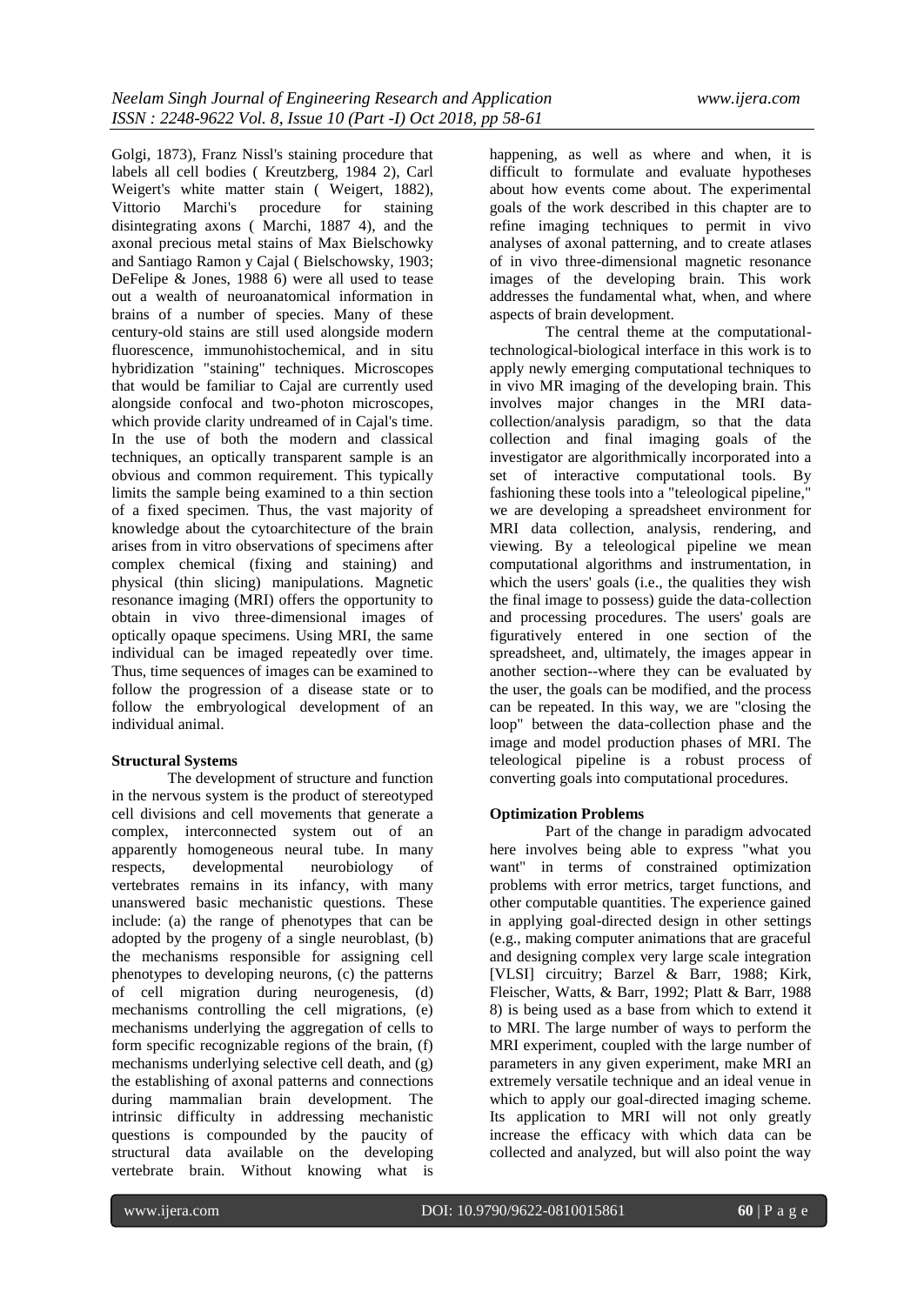Golgi, 1873), Franz Nissl's staining procedure that labels all cell bodies ( Kreutzberg, 1984 2), Carl Weigert's white matter stain ( Weigert, 1882), Vittorio Marchi's procedure for staining disintegrating axons ( Marchi, 1887 4), and the axonal precious metal stains of Max Bielschowky and Santiago Ramon y Cajal ( Bielschowsky, 1903; DeFelipe & Jones, 1988 6) were all used to tease out a wealth of neuroanatomical information in brains of a number of species. Many of these century-old stains are still used alongside modern fluorescence, immunohistochemical, and in situ hybridization "staining" techniques. Microscopes that would be familiar to Cajal are currently used alongside confocal and two-photon microscopes, which provide clarity undreamed of in Cajal's time. In the use of both the modern and classical techniques, an optically transparent sample is an obvious and common requirement. This typically limits the sample being examined to a thin section of a fixed specimen. Thus, the vast majority of knowledge about the cytoarchitecture of the brain arises from in vitro observations of specimens after complex chemical (fixing and staining) and physical (thin slicing) manipulations. Magnetic resonance imaging (MRI) offers the opportunity to obtain in vivo three-dimensional images of optically opaque specimens. Using MRI, the same individual can be imaged repeatedly over time. Thus, time sequences of images can be examined to follow the progression of a disease state or to follow the embryological development of an individual animal.

**Structural Systems**

The development of structure and function in the nervous system is the product of stereotyped cell divisions and cell movements that generate a complex, interconnected system out of an apparently homogeneous neural tube. In many respects, developmental neurobiology of vertebrates remains in its infancy, with many unanswered basic mechanistic questions. These include: (a) the range of phenotypes that can be adopted by the progeny of a single neuroblast, (b) the mechanisms responsible for assigning cell phenotypes to developing neurons, (c) the patterns of cell migration during neurogenesis, (d) mechanisms controlling the cell migrations, (e) mechanisms underlying the aggregation of cells to form specific recognizable regions of the brain, (f) mechanisms underlying selective cell death, and (g) the establishing of axonal patterns and connections during mammalian brain development. The intrinsic difficulty in addressing mechanistic questions is compounded by the paucity of structural data available on the developing vertebrate brain. Without knowing what is happening, as well as where and when, it is difficult to formulate and evaluate hypotheses about how events come about. The experimental goals of the work described in this chapter are to refine imaging techniques to permit in vivo analyses of axonal patterning, and to create atlases of in vivo three-dimensional magnetic resonance images of the developing brain. This work addresses the fundamental what, when, and where aspects of brain development.

The central theme at the computational-technological-biological interface in this work is to apply newly emerging computational techniques to in vivo MR imaging of the developing brain. This involves major changes in the MRI data-collection/analysis paradigm, so that the data collection and final imaging goals of the investigator are algorithmically incorporated into a set of interactive computational tools. By fashioning these tools into a "teleological pipeline," we are developing a spreadsheet environment for MRI data collection, analysis, rendering, and viewing. By a teleological pipeline we mean computational algorithms and instrumentation, in which the users' goals (i.e., the qualities they wish the final image to possess) guide the data-collection and processing procedures. The users' goals are figuratively entered in one section of the spreadsheet, and, ultimately, the images appear in another section--where they can be evaluated by the user, the goals can be modified, and the process can be repeated. In this way, we are "closing the loop" between the data-collection phase and the image and model production phases of MRI. The teleological pipeline is a robust process of converting goals into computational procedures.

**Optimization Problems**

Part of the change in paradigm advocated here involves being able to express "what you want" in terms of constrained optimization problems with error metrics, target functions, and other computable quantities. The experience gained in applying goal-directed design in other settings (e.g., making computer animations that are graceful and designing complex very large scale integration [VLSI] circuitry; Barzel & Barr, 1988; Kirk, Fleischer, Watts, & Barr, 1992; Platt & Barr, 1988 8) is being used as a base from which to extend it to MRI. The large number of ways to perform the MRI experiment, coupled with the large number of parameters in any given experiment, make MRI an extremely versatile technique and an ideal venue in which to apply our goal-directed imaging scheme. Its application to MRI will not only greatly increase the efficacy with which data can be collected and analyzed, but will also point the way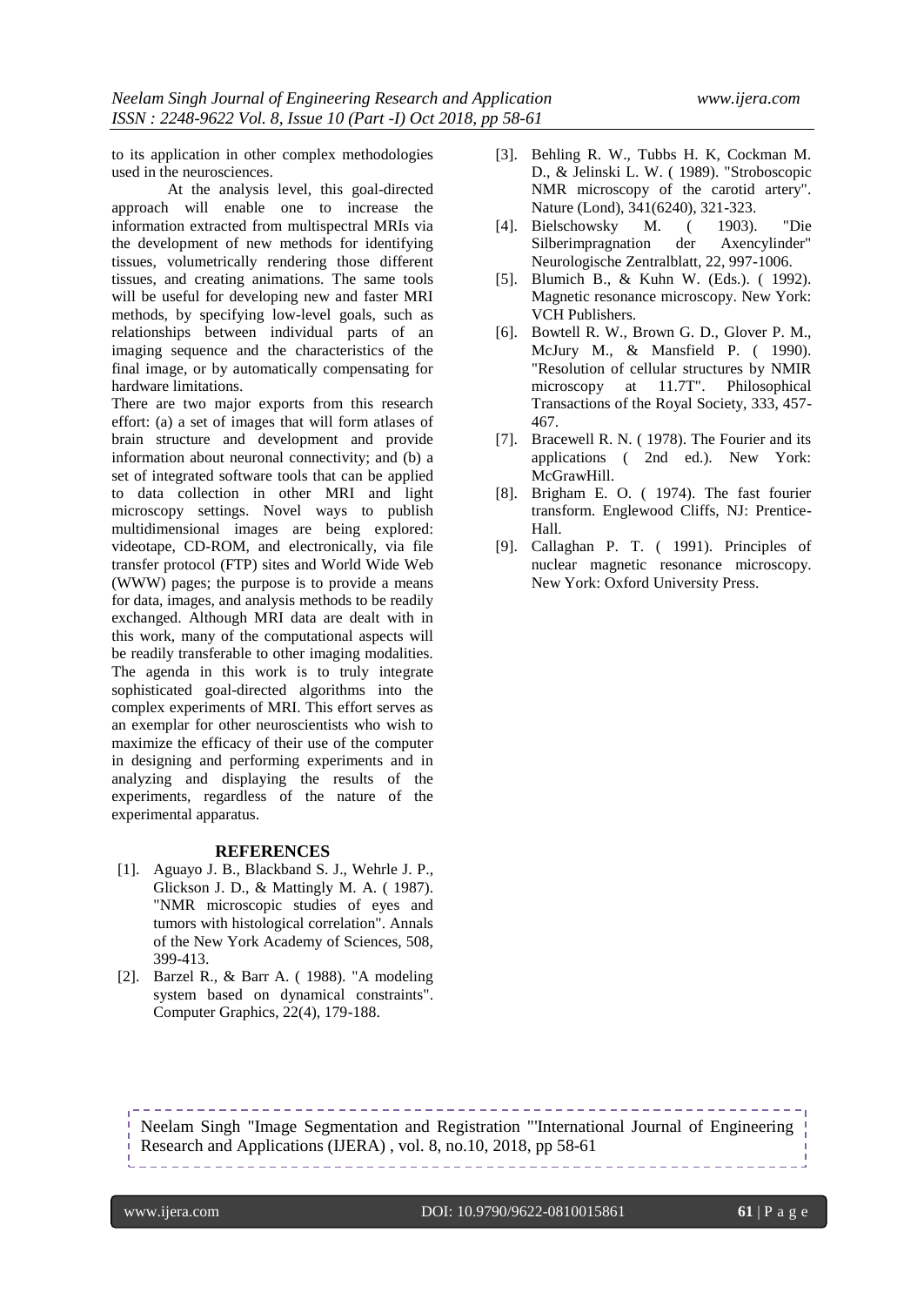to its application in other complex methodologies used in the neurosciences.

At the analysis level, this goal-directed approach will enable one to increase the information extracted from multispectral MRIs via the development of new methods for identifying tissues, volumetrically rendering those different tissues, and creating animations. The same tools will be useful for developing new and faster MRI methods, by specifying low-level goals, such as relationships between individual parts of an imaging sequence and the characteristics of the final image, or by automatically compensating for hardware limitations.

There are two major exports from this research effort: (a) a set of images that will form atlases of brain structure and development and provide information about neuronal connectivity; and (b) a set of integrated software tools that can be applied to data collection in other MRI and light microscopy settings. Novel ways to publish multidimensional images are being explored: videotape, CD-ROM, and electronically, via file transfer protocol (FTP) sites and World Wide Web (WWW) pages; the purpose is to provide a means for data, images, and analysis methods to be readily exchanged. Although MRI data are dealt with in this work, many of the computational aspects will be readily transferable to other imaging modalities. The agenda in this work is to truly integrate sophisticated goal-directed algorithms into the complex experiments of MRI. This effort serves as an exemplar for other neuroscientists who wish to maximize the efficacy of their use of the computer in designing and performing experiments and in analyzing and displaying the results of the experiments, regardless of the nature of the experimental apparatus.

## REFERENCES

[1]. Aguayo J. B., Blackband S. J., Wehrle J. P., Glickson J. D., & Mattingly M. A. ( 1987). "NMR microscopic studies of eyes and tumors with histological correlation". Annals of the New York Academy of Sciences, 508, 399-413.

[2]. Barzel R., & Barr A. ( 1988). "A modeling system based on dynamical constraints". Computer Graphics, 22(4), 179-188.

[3]. Behling R. W., Tubbs H. K, Cockman M. D., & Jelinski L. W. ( 1989). "Stroboscopic NMR microscopy of the carotid artery". Nature (Lond), 341(6240), 321-323.

[4]. Bielschowsky M. ( 1903). "Die Silberimpragnation der Axencylinder" Neurologische Zentralblatt, 22, 997-1006.

[5]. Blumich B., & Kuhn W. (Eds.). ( 1992). Magnetic resonance microscopy. New York: VCH Publishers.

[6]. Bowtell R. W., Brown G. D., Glover P. M., McJury M., & Mansfield P. ( 1990). "Resolution of cellular structures by NMIR microscopy at 11.7T". Philosophical Transactions of the Royal Society, 333, 457-467.

[7]. Bracewell R. N. ( 1978). The Fourier and its applications ( 2nd ed.). New York: McGrawHill.

[8]. Brigham E. O. ( 1974). The fast fourier transform. Englewood Cliffs, NJ: Prentice-Hall.

[9]. Callaghan P. T. ( 1991). Principles of nuclear magnetic resonance microscopy. New York: Oxford University Press.

Neelam Singh "Image Segmentation and Registration "'International Journal of Engineering Research and Applications (IJERA) , vol. 8, no.10, 2018, pp 58-61